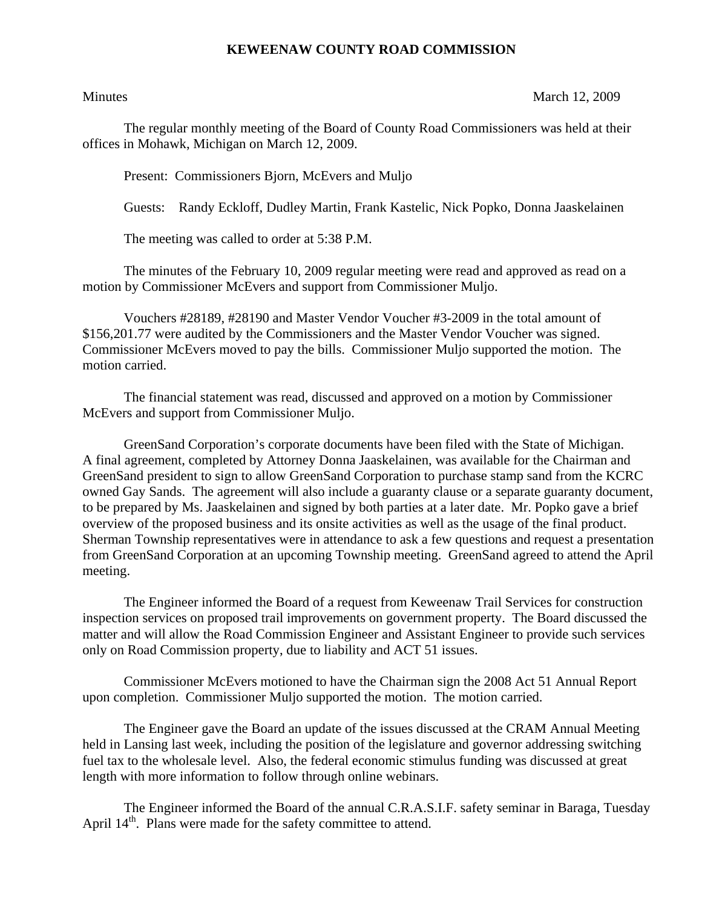**KEWEENAW COUNTY ROAD COMMISSION**

Minutes March 12, 2009

The regular monthly meeting of the Board of County Road Commissioners was held at their offices in Mohawk, Michigan on March 12, 2009.

Present: Commissioners Bjorn, McEvers and Muljo

Guests: Randy Eckloff, Dudley Martin, Frank Kastelic, Nick Popko, Donna Jaaskelainen

The meeting was called to order at 5:38 P.M.

The minutes of the February 10, 2009 regular meeting were read and approved as read on a motion by Commissioner McEvers and support from Commissioner Muljo.

Vouchers #28189, #28190 and Master Vendor Voucher #3-2009 in the total amount of $156,201.77 were audited by the Commissioners and the Master Vendor Voucher was signed. Commissioner McEvers moved to pay the bills. Commissioner Muljo supported the motion. The motion carried.

The financial statement was read, discussed and approved on a motion by Commissioner McEvers and support from Commissioner Muljo.

GreenSand Corporation's corporate documents have been filed with the State of Michigan. A final agreement, completed by Attorney Donna Jaaskelainen, was available for the Chairman and GreenSand president to sign to allow GreenSand Corporation to purchase stamp sand from the KCRC owned Gay Sands. The agreement will also include a guaranty clause or a separate guaranty document, to be prepared by Ms. Jaaskelainen and signed by both parties at a later date. Mr. Popko gave a brief overview of the proposed business and its onsite activities as well as the usage of the final product. Sherman Township representatives were in attendance to ask a few questions and request a presentation from GreenSand Corporation at an upcoming Township meeting. GreenSand agreed to attend the April meeting.

The Engineer informed the Board of a request from Keweenaw Trail Services for construction inspection services on proposed trail improvements on government property. The Board discussed the matter and will allow the Road Commission Engineer and Assistant Engineer to provide such services only on Road Commission property, due to liability and ACT 51 issues.

Commissioner McEvers motioned to have the Chairman sign the 2008 Act 51 Annual Report upon completion. Commissioner Muljo supported the motion. The motion carried.

The Engineer gave the Board an update of the issues discussed at the CRAM Annual Meeting held in Lansing last week, including the position of the legislature and governor addressing switching fuel tax to the wholesale level. Also, the federal economic stimulus funding was discussed at great length with more information to follow through online webinars.

The Engineer informed the Board of the annual C.R.A.S.I.F. safety seminar in Baraga, Tuesday April 14th. Plans were made for the safety committee to attend.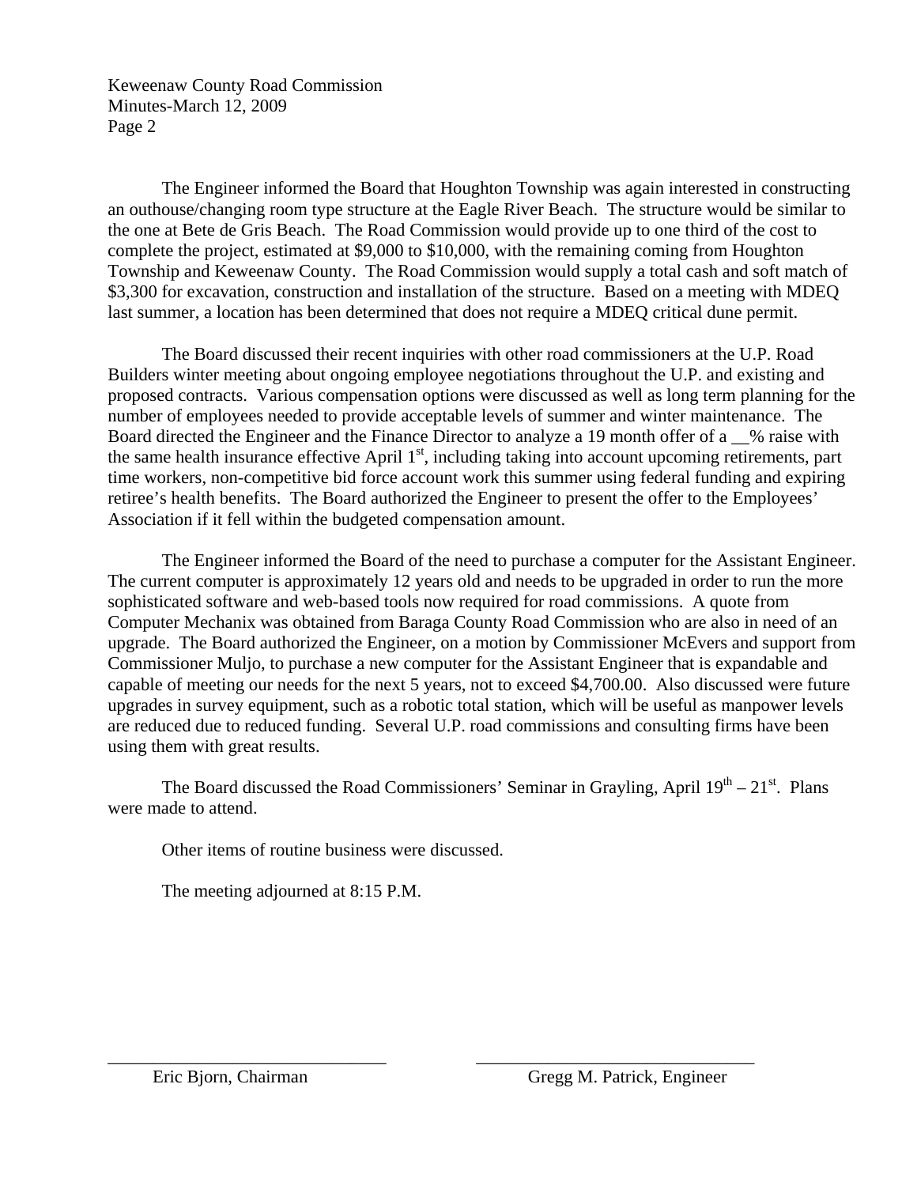The Engineer informed the Board that Houghton Township was again interested in constructing an outhouse/changing room type structure at the Eagle River Beach. The structure would be similar to the one at Bete de Gris Beach. The Road Commission would provide up to one third of the cost to complete the project, estimated at $9,000 to $10,000, with the remaining coming from Houghton Township and Keweenaw County. The Road Commission would supply a total cash and soft match of $3,300 for excavation, construction and installation of the structure. Based on a meeting with MDEQ last summer, a location has been determined that does not require a MDEQ critical dune permit.

The Board discussed their recent inquiries with other road commissioners at the U.P. Road Builders winter meeting about ongoing employee negotiations throughout the U.P. and existing and proposed contracts. Various compensation options were discussed as well as long term planning for the number of employees needed to provide acceptable levels of summer and winter maintenance. The Board directed the Engineer and the Finance Director to analyze a 19 month offer of a __% raise with the same health insurance effective April 1st, including taking into account upcoming retirements, part time workers, non-competitive bid force account work this summer using federal funding and expiring retiree's health benefits. The Board authorized the Engineer to present the offer to the Employees' Association if it fell within the budgeted compensation amount.

The Engineer informed the Board of the need to purchase a computer for the Assistant Engineer. The current computer is approximately 12 years old and needs to be upgraded in order to run the more sophisticated software and web-based tools now required for road commissions. A quote from Computer Mechanix was obtained from Baraga County Road Commission who are also in need of an upgrade. The Board authorized the Engineer, on a motion by Commissioner McEvers and support from Commissioner Muljo, to purchase a new computer for the Assistant Engineer that is expandable and capable of meeting our needs for the next 5 years, not to exceed $4,700.00. Also discussed were future upgrades in survey equipment, such as a robotic total station, which will be useful as manpower levels are reduced due to reduced funding. Several U.P. road commissions and consulting firms have been using them with great results.

The Board discussed the Road Commissioners' Seminar in Grayling, April 19th – 21st. Plans were made to attend.

Other items of routine business were discussed.

The meeting adjourned at 8:15 P.M.

\_\_\_\_\_\_\_\_\_\_\_\_\_\_\_\_\_\_\_\_\_\_\_\_\_\_\_\_\_\_\_\_
Eric Bjorn, Chairman

\_\_\_\_\_\_\_\_\_\_\_\_\_\_\_\_\_\_\_\_\_\_\_\_\_\_\_\_\_\_\_\_
Gregg M. Patrick, Engineer